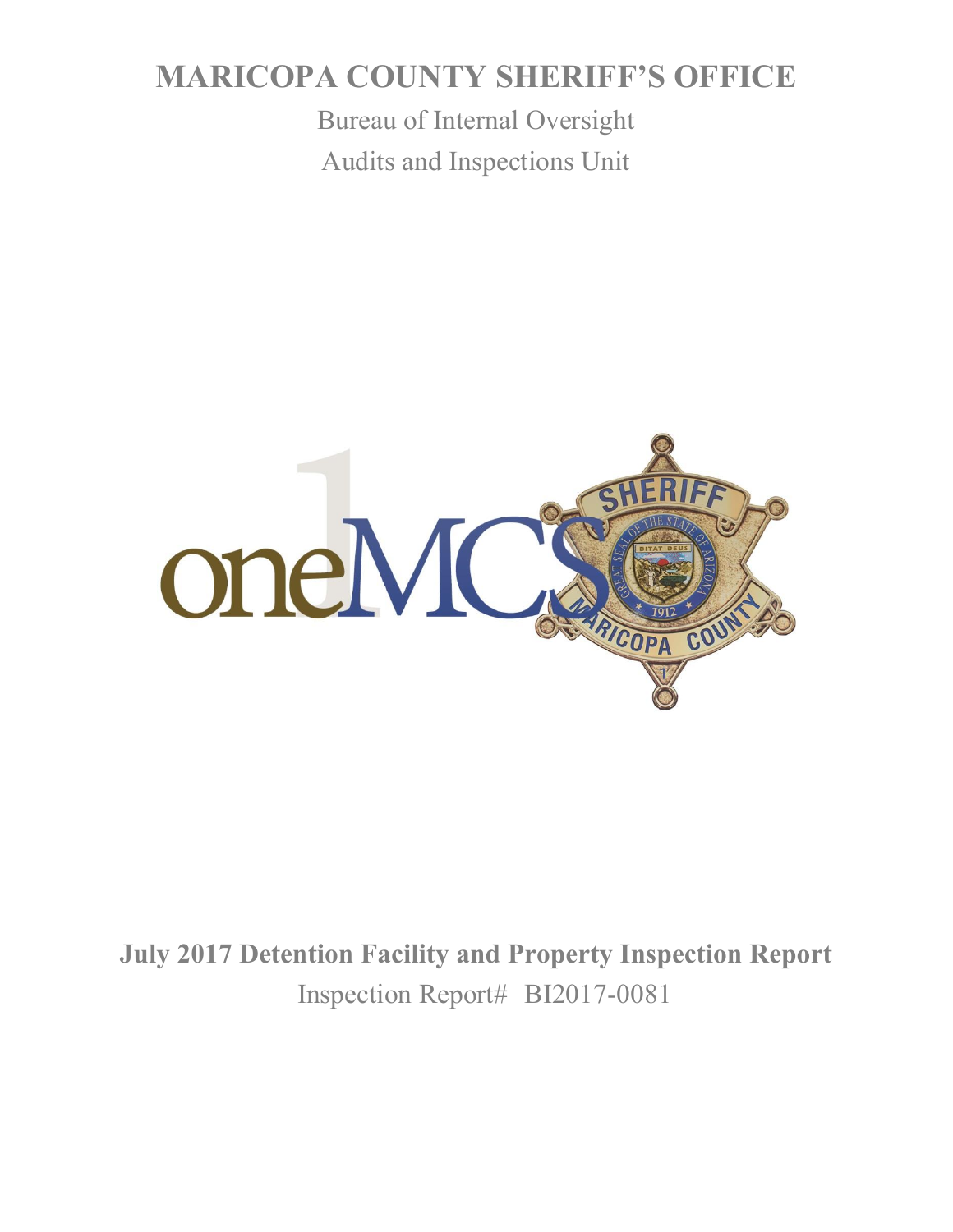# MARICOPA COUNTY SHERIFF'S OFFICE

Bureau of Internal Oversight

Audits and Inspections Unit

**July 2017 Detention Facility and Property Inspection Report**

Inspection Report# BI2017-0081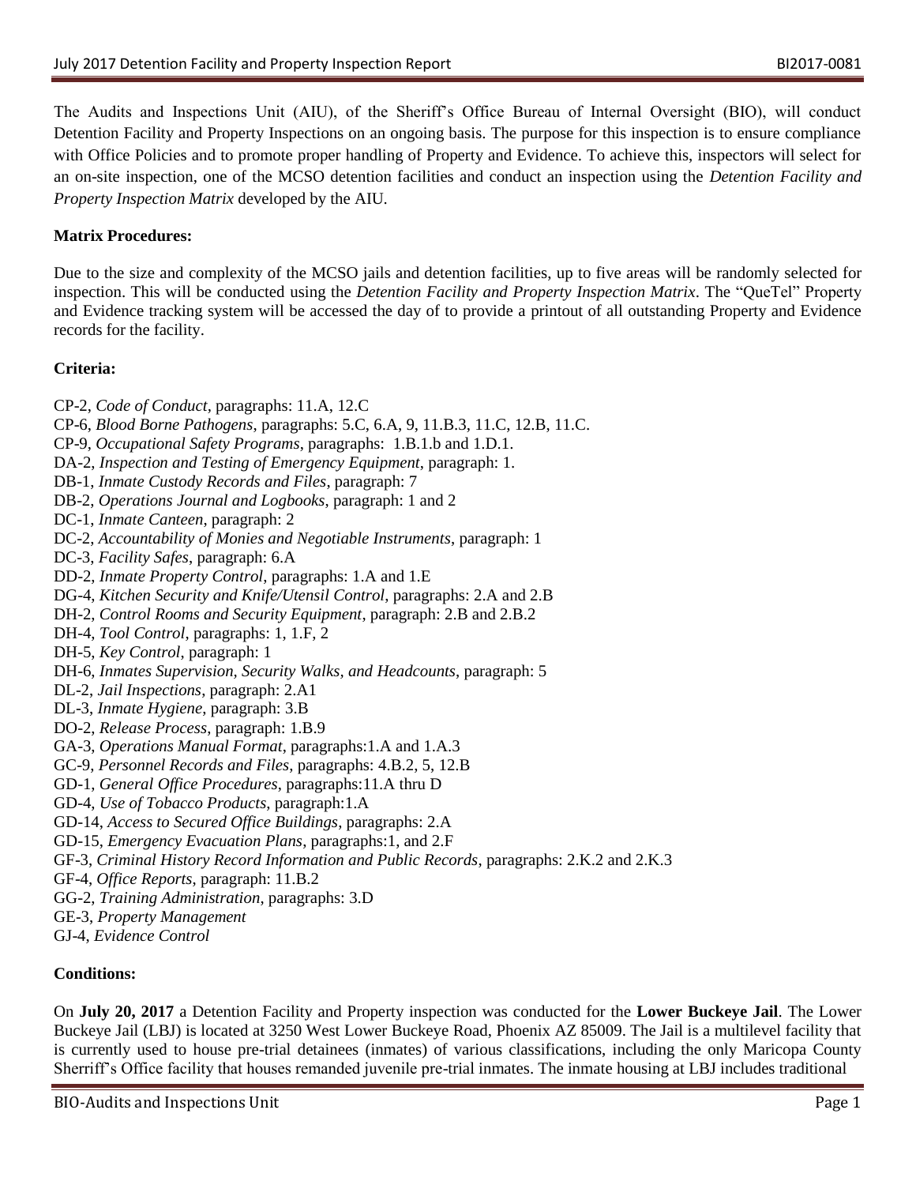The Audits and Inspections Unit (AIU), of the Sheriff's Office Bureau of Internal Oversight (BIO), will conduct Detention Facility and Property Inspections on an ongoing basis. The purpose for this inspection is to ensure compliance with Office Policies and to promote proper handling of Property and Evidence. To achieve this, inspectors will select for an on-site inspection, one of the MCSO detention facilities and conduct an inspection using the *Detention Facility and Property Inspection Matrix* developed by the AIU.

**Matrix Procedures:**

Due to the size and complexity of the MCSO jails and detention facilities, up to five areas will be randomly selected for inspection. This will be conducted using the *Detention Facility and Property Inspection Matrix*. The "QueTel" Property and Evidence tracking system will be accessed the day of to provide a printout of all outstanding Property and Evidence records for the facility.

**Criteria:**

CP-2, *Code of Conduct*, paragraphs: 11.A, 12.C
CP-6, *Blood Borne Pathogens*, paragraphs: 5.C, 6.A, 9, 11.B.3, 11.C, 12.B, 11.C.
CP-9, *Occupational Safety Programs*, paragraphs: 1.B.1.b and 1.D.1.
DA-2, *Inspection and Testing of Emergency Equipment*, paragraph: 1.
DB-1, *Inmate Custody Records and Files*, paragraph: 7
DB-2, *Operations Journal and Logbooks*, paragraph: 1 and 2
DC-1, *Inmate Canteen*, paragraph: 2
DC-2, *Accountability of Monies and Negotiable Instruments*, paragraph: 1
DC-3, *Facility Safes*, paragraph: 6.A
DD-2, *Inmate Property Control*, paragraphs: 1.A and 1.E
DG-4, *Kitchen Security and Knife/Utensil Control*, paragraphs: 2.A and 2.B
DH-2, *Control Rooms and Security Equipment*, paragraph: 2.B and 2.B.2
DH-4, *Tool Control*, paragraphs: 1, 1.F, 2
DH-5, *Key Control*, paragraph: 1
DH-6, *Inmates Supervision, Security Walks, and Headcounts*, paragraph: 5
DL-2, *Jail Inspections*, paragraph: 2.A1
DL-3, *Inmate Hygiene*, paragraph: 3.B
DO-2, *Release Process*, paragraph: 1.B.9
GA-3, *Operations Manual Format*, paragraphs:1.A and 1.A.3
GC-9, *Personnel Records and Files*, paragraphs: 4.B.2, 5, 12.B
GD-1, *General Office Procedures*, paragraphs:11.A thru D
GD-4, *Use of Tobacco Products*, paragraph:1.A
GD-14, *Access to Secured Office Buildings*, paragraphs: 2.A
GD-15, *Emergency Evacuation Plans*, paragraphs:1, and 2.F
GF-3, *Criminal History Record Information and Public Records*, paragraphs: 2.K.2 and 2.K.3
GF-4, *Office Reports*, paragraph: 11.B.2
GG-2, *Training Administration*, paragraphs: 3.D
GE-3, *Property Management*
GJ-4, *Evidence Control*

**Conditions:**

On **July 20, 2017** a Detention Facility and Property inspection was conducted for the **Lower Buckeye Jail**. The Lower Buckeye Jail (LBJ) is located at 3250 West Lower Buckeye Road, Phoenix AZ 85009. The Jail is a multilevel facility that is currently used to house pre-trial detainees (inmates) of various classifications, including the only Maricopa County Sherriff's Office facility that houses remanded juvenile pre-trial inmates. The inmate housing at LBJ includes traditional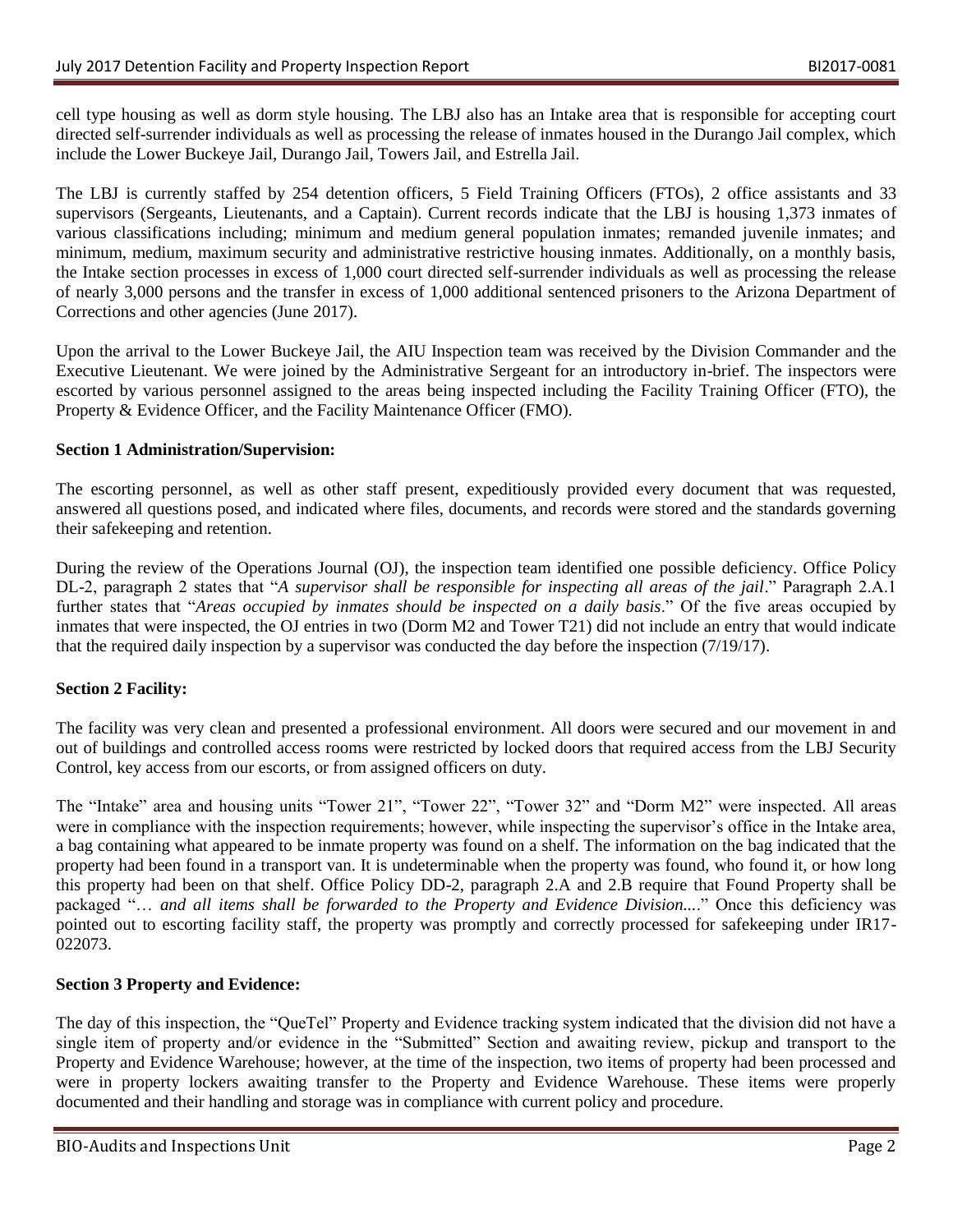cell type housing as well as dorm style housing. The LBJ also has an Intake area that is responsible for accepting court directed self-surrender individuals as well as processing the release of inmates housed in the Durango Jail complex, which include the Lower Buckeye Jail, Durango Jail, Towers Jail, and Estrella Jail.

The LBJ is currently staffed by 254 detention officers, 5 Field Training Officers (FTOs), 2 office assistants and 33 supervisors (Sergeants, Lieutenants, and a Captain). Current records indicate that the LBJ is housing 1,373 inmates of various classifications including; minimum and medium general population inmates; remanded juvenile inmates; and minimum, medium, maximum security and administrative restrictive housing inmates. Additionally, on a monthly basis, the Intake section processes in excess of 1,000 court directed self-surrender individuals as well as processing the release of nearly 3,000 persons and the transfer in excess of 1,000 additional sentenced prisoners to the Arizona Department of Corrections and other agencies (June 2017).

Upon the arrival to the Lower Buckeye Jail, the AIU Inspection team was received by the Division Commander and the Executive Lieutenant. We were joined by the Administrative Sergeant for an introductory in-brief. The inspectors were escorted by various personnel assigned to the areas being inspected including the Facility Training Officer (FTO), the Property & Evidence Officer, and the Facility Maintenance Officer (FMO).

**Section 1 Administration/Supervision:**

The escorting personnel, as well as other staff present, expeditiously provided every document that was requested, answered all questions posed, and indicated where files, documents, and records were stored and the standards governing their safekeeping and retention.

During the review of the Operations Journal (OJ), the inspection team identified one possible deficiency. Office Policy DL-2, paragraph 2 states that "*A supervisor shall be responsible for inspecting all areas of the jail*." Paragraph 2.A.1 further states that "*Areas occupied by inmates should be inspected on a daily basis*." Of the five areas occupied by inmates that were inspected, the OJ entries in two (Dorm M2 and Tower T21) did not include an entry that would indicate that the required daily inspection by a supervisor was conducted the day before the inspection (7/19/17).

**Section 2 Facility:**

The facility was very clean and presented a professional environment. All doors were secured and our movement in and out of buildings and controlled access rooms were restricted by locked doors that required access from the LBJ Security Control, key access from our escorts, or from assigned officers on duty.

The "Intake" area and housing units "Tower 21", "Tower 22", "Tower 32" and "Dorm M2" were inspected. All areas were in compliance with the inspection requirements; however, while inspecting the supervisor's office in the Intake area, a bag containing what appeared to be inmate property was found on a shelf. The information on the bag indicated that the property had been found in a transport van. It is undeterminable when the property was found, who found it, or how long this property had been on that shelf. Office Policy DD-2, paragraph 2.A and 2.B require that Found Property shall be packaged "*… and all items shall be forwarded to the Property and Evidence Division....*" Once this deficiency was pointed out to escorting facility staff, the property was promptly and correctly processed for safekeeping under IR17-022073.

**Section 3 Property and Evidence:**

The day of this inspection, the "QueTel" Property and Evidence tracking system indicated that the division did not have a single item of property and/or evidence in the "Submitted" Section and awaiting review, pickup and transport to the Property and Evidence Warehouse; however, at the time of the inspection, two items of property had been processed and were in property lockers awaiting transfer to the Property and Evidence Warehouse. These items were properly documented and their handling and storage was in compliance with current policy and procedure.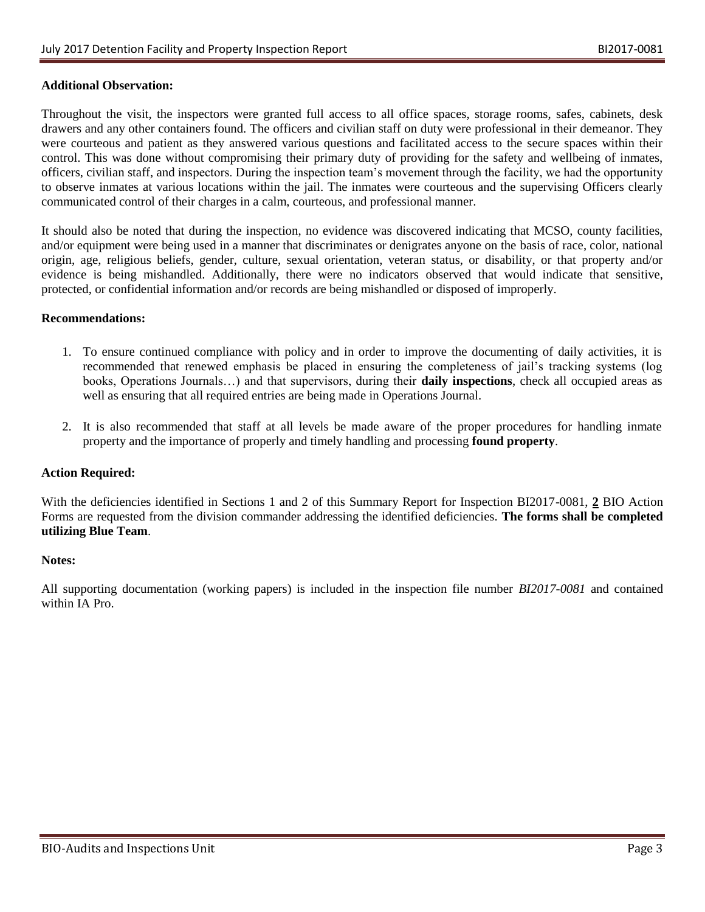**Additional Observation:**

Throughout the visit, the inspectors were granted full access to all office spaces, storage rooms, safes, cabinets, desk drawers and any other containers found. The officers and civilian staff on duty were professional in their demeanor. They were courteous and patient as they answered various questions and facilitated access to the secure spaces within their control. This was done without compromising their primary duty of providing for the safety and wellbeing of inmates, officers, civilian staff, and inspectors. During the inspection team's movement through the facility, we had the opportunity to observe inmates at various locations within the jail. The inmates were courteous and the supervising Officers clearly communicated control of their charges in a calm, courteous, and professional manner.

It should also be noted that during the inspection, no evidence was discovered indicating that MCSO, county facilities, and/or equipment were being used in a manner that discriminates or denigrates anyone on the basis of race, color, national origin, age, religious beliefs, gender, culture, sexual orientation, veteran status, or disability, or that property and/or evidence is being mishandled. Additionally, there were no indicators observed that would indicate that sensitive, protected, or confidential information and/or records are being mishandled or disposed of improperly.

**Recommendations:**

1. To ensure continued compliance with policy and in order to improve the documenting of daily activities, it is recommended that renewed emphasis be placed in ensuring the completeness of jail's tracking systems (log books, Operations Journals…) and that supervisors, during their **daily inspections**, check all occupied areas as well as ensuring that all required entries are being made in Operations Journal.

2. It is also recommended that staff at all levels be made aware of the proper procedures for handling inmate property and the importance of properly and timely handling and processing **found property**.

**Action Required:**

With the deficiencies identified in Sections 1 and 2 of this Summary Report for Inspection BI2017-0081, **2** BIO Action Forms are requested from the division commander addressing the identified deficiencies. **The forms shall be completed utilizing Blue Team**.

**Notes:**

All supporting documentation (working papers) is included in the inspection file number *BI2017-0081* and contained within IA Pro.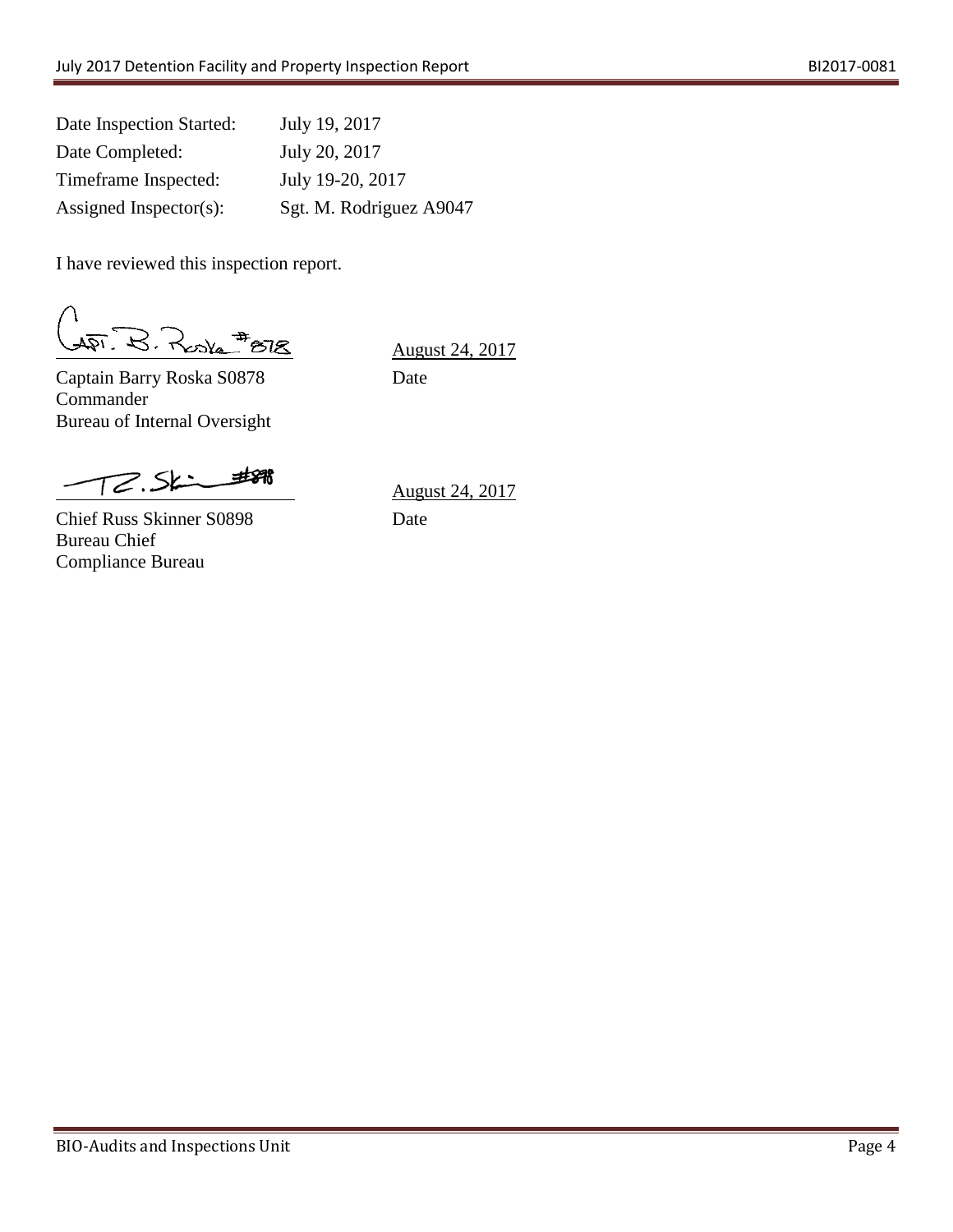| | |
|---|---|
| Date Inspection Started: | July 19, 2017 |
| Date Completed: | July 20, 2017 |
| Timeframe Inspected: | July 19-20, 2017 |
| Assigned Inspector(s): | Sgt. M. Rodriguez A9047 |

I have reviewed this inspection report.

Capt. B. Roska #878

Captain Barry Roska S0878
Commander
Bureau of Internal Oversight

August 24, 2017
Date

R. Skinner #898

Chief Russ Skinner S0898
Bureau Chief
Compliance Bureau

August 24, 2017
Date